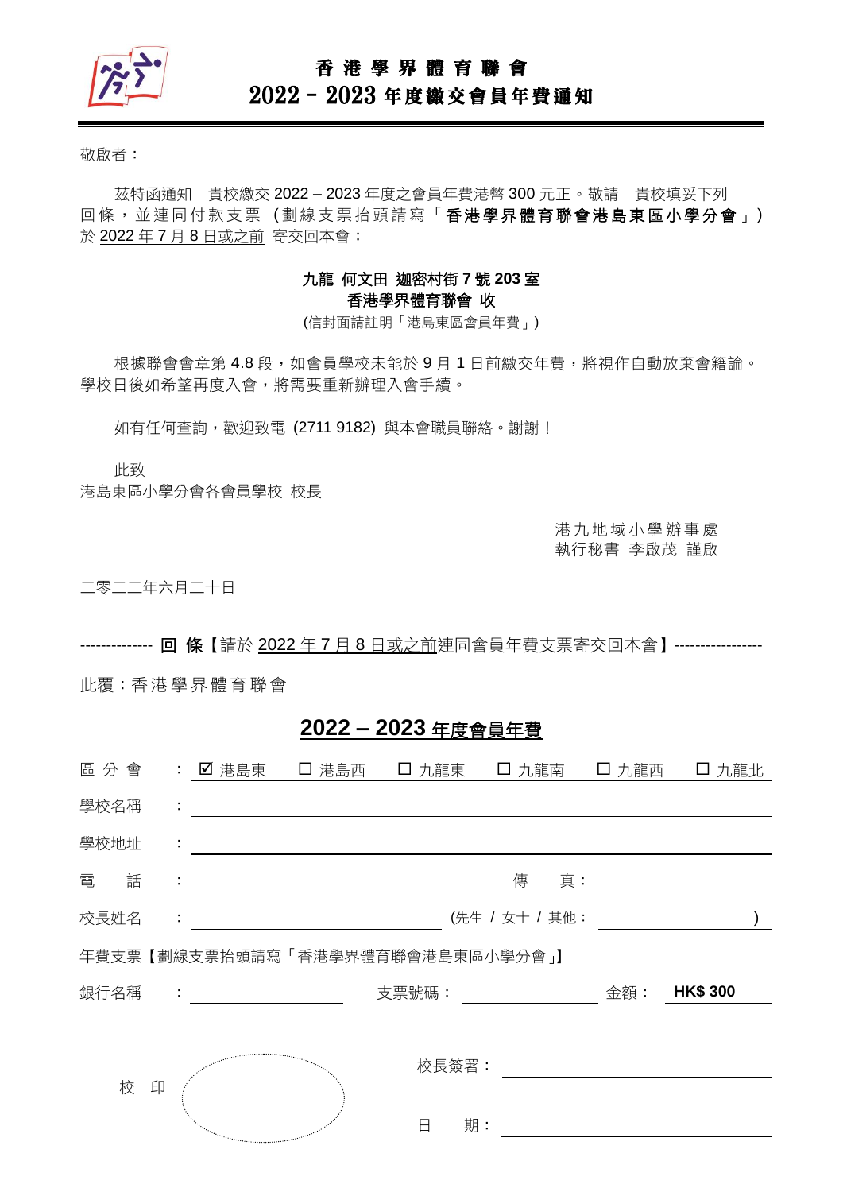# 香港學界體育聯會
# 2022 – 2023 年度繳交會員年費通知

敬啟者：

茲特函通知 貴校繳交 2022 – 2023 年度之會員年費港幣 300 元正。敬請 貴校填妥下列回條，並連同付款支票（劃線支票抬頭請寫「**香港學界體育聯會港島東區小學分會**」）於 2022 年 7 月 8 日或之前 寄交回本會：

**九龍 何文田 迦密村街 7 號 203 室**
**香港學界體育聯會 收**
(信封面請註明「港島東區會員年費」)

根據聯會會章第 4.8 段，如會員學校未能於 9 月 1 日前繳交年費，將視作自動放棄會籍論。學校日後如希望再度入會，將需要重新辦理入會手續。

如有任何查詢，歡迎致電 (2711 9182) 與本會職員聯絡。謝謝！

此致
港島東區小學分會各會員學校 校長

港九地域小學辦事處
執行秘書 李啟茂 謹啟

二零二二年六月二十日

-------------- **回 條**【請於 2022 年 7 月 8 日或之前連同會員年費支票寄交回本會】-----------------

此覆：香港學界體育聯會

## 2022 – 2023 年度會員年費

區 分 會 ： ☑ 港島東 ☐ 港島西 ☐ 九龍東 ☐ 九龍南 ☐ 九龍西 ☐ 九龍北

學校名稱 ： ________________________________

學校地址 ： ________________________________

電 話 ： ________________ 傳 真： ________________

校長姓名 ： ________________ (先生 / 女士 / 其他： ________________ )

年費支票【劃線支票抬頭請寫「香港學界體育聯會港島東區小學分會」】

銀行名稱 ： ____________ 支票號碼： ____________ 金額： **HK$ 300**

校 印

校長簽署： ________________

日 期： ________________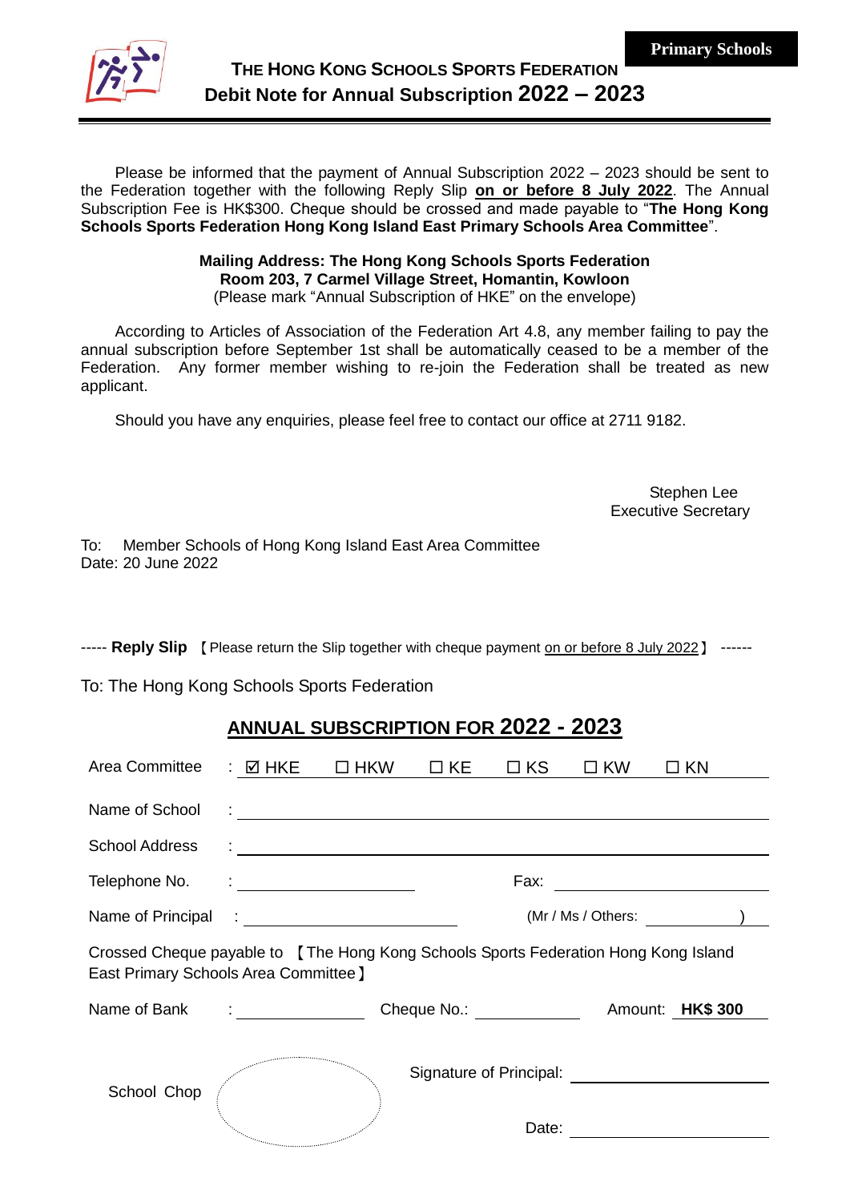**Primary Schools**

# THE HONG KONG SCHOOLS SPORTS FEDERATION
## Debit Note for Annual Subscription 2022 – 2023

Please be informed that the payment of Annual Subscription 2022 – 2023 should be sent to the Federation together with the following Reply Slip **on or before 8 July 2022**. The Annual Subscription Fee is HK$300. Cheque should be crossed and made payable to "**The Hong Kong Schools Sports Federation Hong Kong Island East Primary Schools Area Committee**".

**Mailing Address: The Hong Kong Schools Sports Federation**
**Room 203, 7 Carmel Village Street, Homantin, Kowloon**
(Please mark "Annual Subscription of HKE" on the envelope)

According to Articles of Association of the Federation Art 4.8, any member failing to pay the annual subscription before September 1st shall be automatically ceased to be a member of the Federation. Any former member wishing to re-join the Federation shall be treated as new applicant.

Should you have any enquiries, please feel free to contact our office at 2711 9182.

Stephen Lee
Executive Secretary

To: Member Schools of Hong Kong Island East Area Committee
Date: 20 June 2022

----- **Reply Slip** 【Please return the Slip together with cheque payment on or before 8 July 2022】 ------

To: The Hong Kong Schools Sports Federation

## ANNUAL SUBSCRIPTION FOR 2022 - 2023

Area Committee : ☑ HKE ☐ HKW ☐ KE ☐ KS ☐ KW ☐ KN

Name of School : ______________________________

School Address : ______________________________

Telephone No. : ______________ Fax: ______________

Name of Principal : ______________ (Mr / Ms / Others: __________ )

Crossed Cheque payable to 【The Hong Kong Schools Sports Federation Hong Kong Island East Primary Schools Area Committee】

Name of Bank : ____________ Cheque No.: ____________ Amount: **HK$ 300**

School Chop

Signature of Principal: ______________

Date: ______________